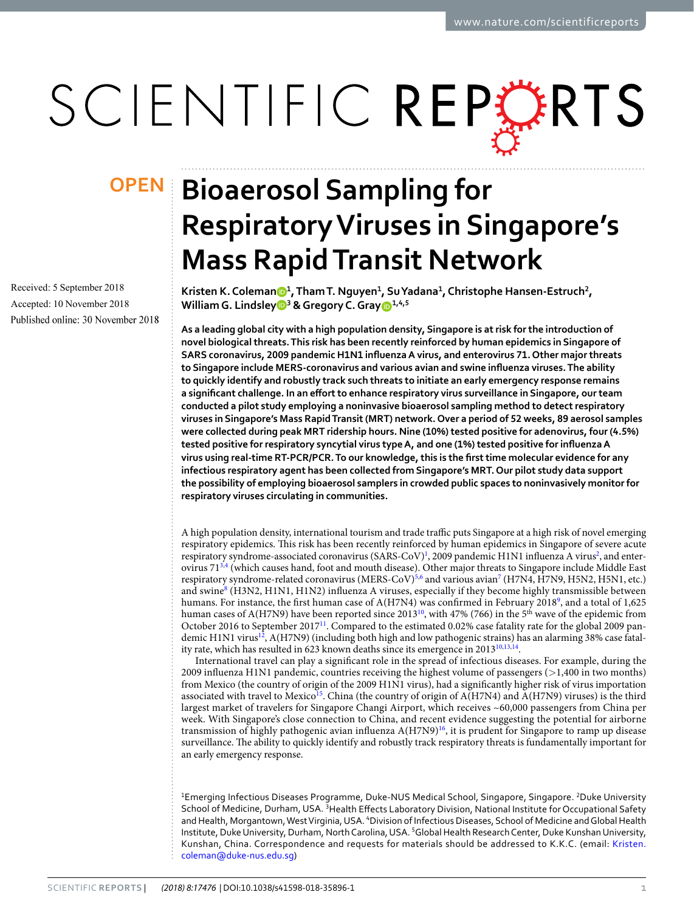OPEN

# Bioaerosol Sampling for Respiratory Viruses in Singapore's Mass Rapid Transit Network

Received: 5 September 2018

Accepted: 10 November 2018

Published online: 30 November 2018

**Kristen K. Coleman[1], Tham T. Nguyen[1], Su Yadana[1], Christophe Hansen-Estruch[2], William G. Lindsley[3] & Gregory C. Gray[1,4,5]**

**As a leading global city with a high population density, Singapore is at risk for the introduction of novel biological threats. This risk has been recently reinforced by human epidemics in Singapore of SARS coronavirus, 2009 pandemic H1N1 influenza A virus, and enterovirus 71. Other major threats to Singapore include MERS-coronavirus and various avian and swine influenza viruses. The ability to quickly identify and robustly track such threats to initiate an early emergency response remains a significant challenge. In an effort to enhance respiratory virus surveillance in Singapore, our team conducted a pilot study employing a noninvasive bioaerosol sampling method to detect respiratory viruses in Singapore's Mass Rapid Transit (MRT) network. Over a period of 52 weeks, 89 aerosol samples were collected during peak MRT ridership hours. Nine (10%) tested positive for adenovirus, four (4.5%) tested positive for respiratory syncytial virus type A, and one (1%) tested positive for influenza A virus using real-time RT-PCR/PCR. To our knowledge, this is the first time molecular evidence for any infectious respiratory agent has been collected from Singapore's MRT. Our pilot study data support the possibility of employing bioaerosol samplers in crowded public spaces to noninvasively monitor for respiratory viruses circulating in communities.**

A high population density, international tourism and trade traffic puts Singapore at a high risk of novel emerging respiratory epidemics. This risk has been recently reinforced by human epidemics in Singapore of severe acute respiratory syndrome-associated coronavirus (SARS-CoV)[1], 2009 pandemic H1N1 influenza A virus[2], and enterovirus 71[3,4] (which causes hand, foot and mouth disease). Other major threats to Singapore include Middle East respiratory syndrome-related coronavirus (MERS-CoV)[5,6] and various avian[7] (H7N4, H7N9, H5N2, H5N1, etc.) and swine[8] (H3N2, H1N1, H1N2) influenza A viruses, especially if they become highly transmissible between humans. For instance, the first human case of A(H7N4) was confirmed in February 2018[9], and a total of 1,625 human cases of A(H7N9) have been reported since 2013[10], with 47% (766) in the 5th wave of the epidemic from October 2016 to September 2017[11]. Compared to the estimated 0.02% case fatality rate for the global 2009 pandemic H1N1 virus[12], A(H7N9) (including both high and low pathogenic strains) has an alarming 38% case fatality rate, which has resulted in 623 known deaths since its emergence in 2013[10,13,14].

International travel can play a significant role in the spread of infectious diseases. For example, during the 2009 influenza H1N1 pandemic, countries receiving the highest volume of passengers (>1,400 in two months) from Mexico (the country of origin of the 2009 H1N1 virus), had a significantly higher risk of virus importation associated with travel to Mexico[15]. China (the country of origin of A(H7N4) and A(H7N9) viruses) is the third largest market of travelers for Singapore Changi Airport, which receives ~60,000 passengers from China per week. With Singapore's close connection to China, and recent evidence suggesting the potential for airborne transmission of highly pathogenic avian influenza A(H7N9)[16], it is prudent for Singapore to ramp up disease surveillance. The ability to quickly identify and robustly track respiratory threats is fundamentally important for an early emergency response.

[1]Emerging Infectious Diseases Programme, Duke-NUS Medical School, Singapore, Singapore. [2]Duke University School of Medicine, Durham, USA. [3]Health Effects Laboratory Division, National Institute for Occupational Safety and Health, Morgantown, West Virginia, USA. [4]Division of Infectious Diseases, School of Medicine and Global Health Institute, Duke University, Durham, North Carolina, USA. [5]Global Health Research Center, Duke Kunshan University, Kunshan, China. Correspondence and requests for materials should be addressed to K.K.C. (email: Kristen.coleman@duke-nus.edu.sg)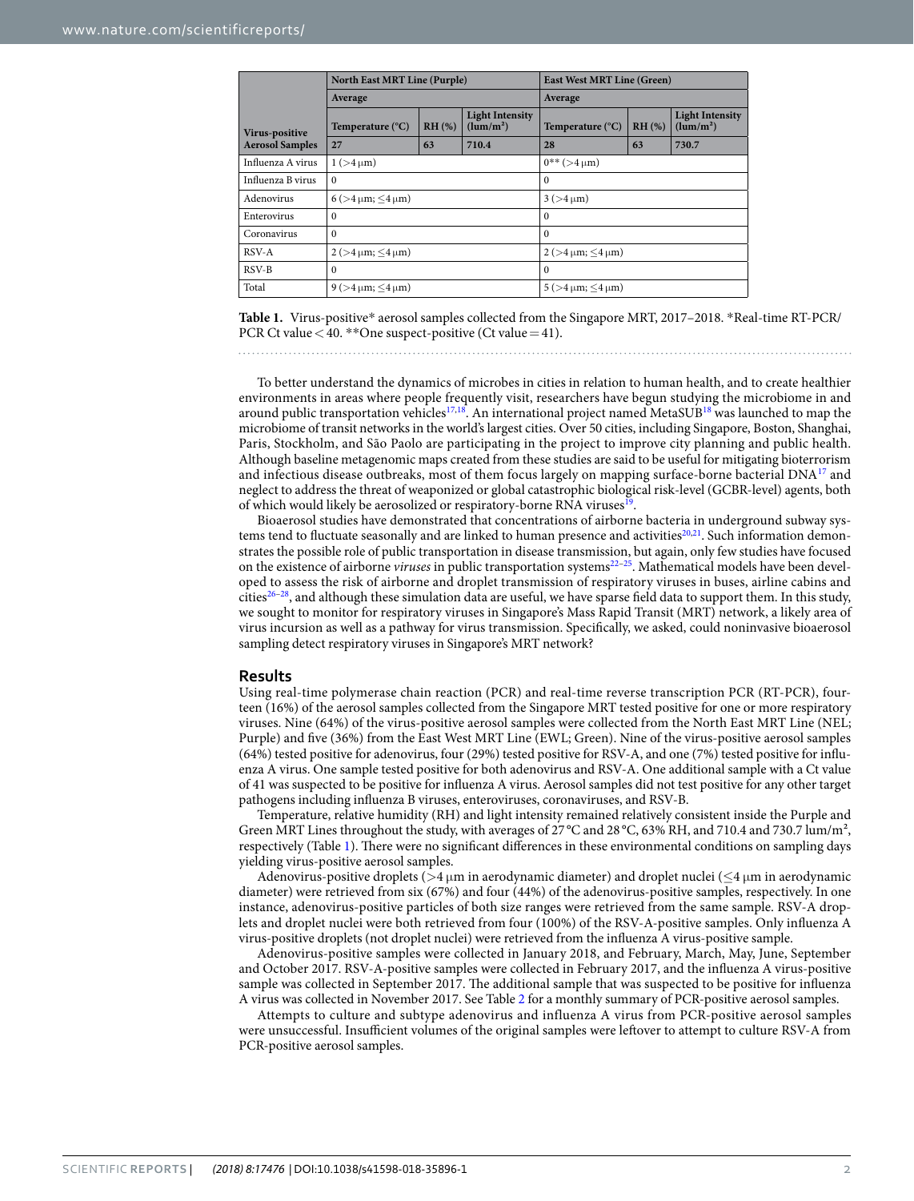| Virus-positive Aerosol Samples | North East MRT Line (Purple) | | | East West MRT Line (Green) | | |
|---|---|---|---|---|---|---|
| | Average | | | Average | | |
| | Temperature (°C) | RH (%) | Light Intensity (lum/m²) | Temperature (°C) | RH (%) | Light Intensity (lum/m²) |
| | 27 | 63 | 710.4 | 28 | 63 | 730.7 |
| Influenza A virus | 1 (>4 µm) | | | 0** (>4 µm) | | |
| Influenza B virus | 0 | | | 0 | | |
| Adenovirus | 6 (>4 µm; ≤4 µm) | | | 3 (>4 µm) | | |
| Enterovirus | 0 | | | 0 | | |
| Coronavirus | 0 | | | 0 | | |
| RSV-A | 2 (>4 µm; ≤4 µm) | | | 2 (>4 µm; ≤4 µm) | | |
| RSV-B | 0 | | | 0 | | |
| Total | 9 (>4 µm; ≤4 µm) | | | 5 (>4 µm; ≤4 µm) | | |

**Table 1.** Virus-positive* aerosol samples collected from the Singapore MRT, 2017–2018. *Real-time RT-PCR/PCR Ct value < 40. **One suspect-positive (Ct value = 41).

To better understand the dynamics of microbes in cities in relation to human health, and to create healthier environments in areas where people frequently visit, researchers have begun studying the microbiome in and around public transportation vehicles[17,18]. An international project named MetaSUB[18] was launched to map the microbiome of transit networks in the world's largest cities. Over 50 cities, including Singapore, Boston, Shanghai, Paris, Stockholm, and São Paolo are participating in the project to improve city planning and public health. Although baseline metagenomic maps created from these studies are said to be useful for mitigating bioterrorism and infectious disease outbreaks, most of them focus largely on mapping surface-borne bacterial DNA[17] and neglect to address the threat of weaponized or global catastrophic biological risk-level (GCBR-level) agents, both of which would likely be aerosolized or respiratory-borne RNA viruses[19].

Bioaerosol studies have demonstrated that concentrations of airborne bacteria in underground subway systems tend to fluctuate seasonally and are linked to human presence and activities[20,21]. Such information demonstrates the possible role of public transportation in disease transmission, but again, only few studies have focused on the existence of airborne *viruses* in public transportation systems[22–25]. Mathematical models have been developed to assess the risk of airborne and droplet transmission of respiratory viruses in buses, airline cabins and cities[26–28], and although these simulation data are useful, we have sparse field data to support them. In this study, we sought to monitor for respiratory viruses in Singapore's Mass Rapid Transit (MRT) network, a likely area of virus incursion as well as a pathway for virus transmission. Specifically, we asked, could noninvasive bioaerosol sampling detect respiratory viruses in Singapore's MRT network?

## Results

Using real-time polymerase chain reaction (PCR) and real-time reverse transcription PCR (RT-PCR), fourteen (16%) of the aerosol samples collected from the Singapore MRT tested positive for one or more respiratory viruses. Nine (64%) of the virus-positive aerosol samples were collected from the North East MRT Line (NEL; Purple) and five (36%) from the East West MRT Line (EWL; Green). Nine of the virus-positive aerosol samples (64%) tested positive for adenovirus, four (29%) tested positive for RSV-A, and one (7%) tested positive for influenza A virus. One sample tested positive for both adenovirus and RSV-A. One additional sample with a Ct value of 41 was suspected to be positive for influenza A virus. Aerosol samples did not test positive for any other target pathogens including influenza B viruses, enteroviruses, coronaviruses, and RSV-B.

Temperature, relative humidity (RH) and light intensity remained relatively consistent inside the Purple and Green MRT Lines throughout the study, with averages of 27 °C and 28 °C, 63% RH, and 710.4 and 730.7 lum/m², respectively (Table 1). There were no significant differences in these environmental conditions on sampling days yielding virus-positive aerosol samples.

Adenovirus-positive droplets (>4 µm in aerodynamic diameter) and droplet nuclei (≤4 µm in aerodynamic diameter) were retrieved from six (67%) and four (44%) of the adenovirus-positive samples, respectively. In one instance, adenovirus-positive particles of both size ranges were retrieved from the same sample. RSV-A droplets and droplet nuclei were both retrieved from four (100%) of the RSV-A-positive samples. Only influenza A virus-positive droplets (not droplet nuclei) were retrieved from the influenza A virus-positive sample.

Adenovirus-positive samples were collected in January 2018, and February, March, May, June, September and October 2017. RSV-A-positive samples were collected in February 2017, and the influenza A virus-positive sample was collected in September 2017. The additional sample that was suspected to be positive for influenza A virus was collected in November 2017. See Table 2 for a monthly summary of PCR-positive aerosol samples.

Attempts to culture and subtype adenovirus and influenza A virus from PCR-positive aerosol samples were unsuccessful. Insufficient volumes of the original samples were leftover to attempt to culture RSV-A from PCR-positive aerosol samples.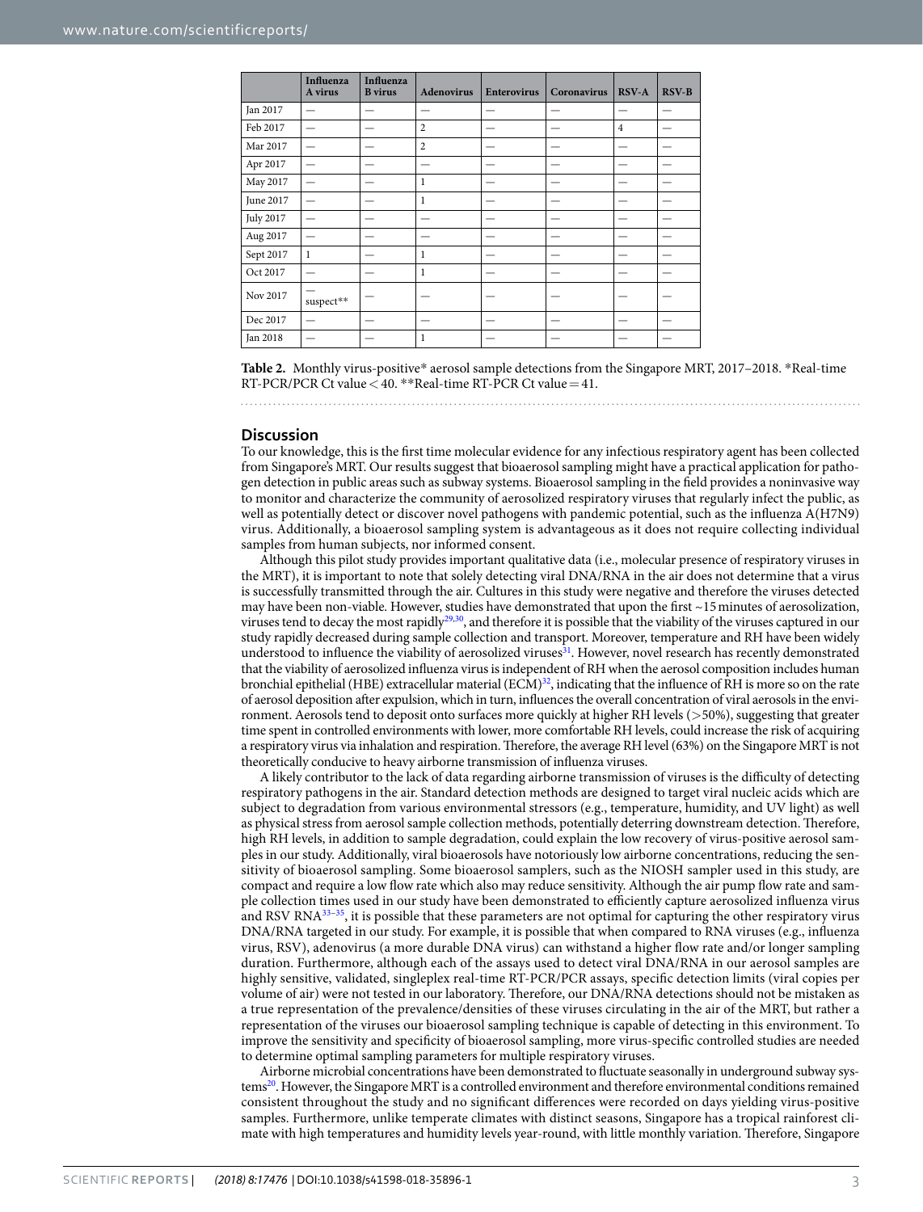| | Influenza A virus | Influenza B virus | Adenovirus | Enterovirus | Coronavirus | RSV-A | RSV-B |
|---|---|---|---|---|---|---|---|
| Jan 2017 | — | — | — | — | — | — | — |
| Feb 2017 | — | — | 2 | — | — | 4 | — |
| Mar 2017 | — | — | 2 | — | — | — | — |
| Apr 2017 | — | — | — | — | — | — | — |
| May 2017 | — | — | 1 | — | — | — | — |
| June 2017 | — | — | 1 | — | — | — | — |
| July 2017 | — | — | — | — | — | — | — |
| Aug 2017 | — | — | — | — | — | — | — |
| Sept 2017 | 1 | — | 1 | — | — | — | — |
| Oct 2017 | — | — | 1 | — | — | — | — |
| Nov 2017 | — suspect** | — | — | — | — | — | — |
| Dec 2017 | — | — | — | — | — | — | — |
| Jan 2018 | — | — | 1 | — | — | — | — |

**Table 2.** Monthly virus-positive* aerosol sample detections from the Singapore MRT, 2017–2018. *Real-time RT-PCR/PCR Ct value < 40. **Real-time RT-PCR Ct value = 41.

## Discussion

To our knowledge, this is the first time molecular evidence for any infectious respiratory agent has been collected from Singapore's MRT. Our results suggest that bioaerosol sampling might have a practical application for pathogen detection in public areas such as subway systems. Bioaerosol sampling in the field provides a noninvasive way to monitor and characterize the community of aerosolized respiratory viruses that regularly infect the public, as well as potentially detect or discover novel pathogens with pandemic potential, such as the influenza A(H7N9) virus. Additionally, a bioaerosol sampling system is advantageous as it does not require collecting individual samples from human subjects, nor informed consent.

Although this pilot study provides important qualitative data (i.e., molecular presence of respiratory viruses in the MRT), it is important to note that solely detecting viral DNA/RNA in the air does not determine that a virus is successfully transmitted through the air. Cultures in this study were negative and therefore the viruses detected may have been non-viable. However, studies have demonstrated that upon the first ~15 minutes of aerosolization, viruses tend to decay the most rapidly[29,30], and therefore it is possible that the viability of the viruses captured in our study rapidly decreased during sample collection and transport. Moreover, temperature and RH have been widely understood to influence the viability of aerosolized viruses[31]. However, novel research has recently demonstrated that the viability of aerosolized influenza virus is independent of RH when the aerosol composition includes human bronchial epithelial (HBE) extracellular material (ECM)[32], indicating that the influence of RH is more so on the rate of aerosol deposition after expulsion, which in turn, influences the overall concentration of viral aerosols in the environment. Aerosols tend to deposit onto surfaces more quickly at higher RH levels (>50%), suggesting that greater time spent in controlled environments with lower, more comfortable RH levels, could increase the risk of acquiring a respiratory virus via inhalation and respiration. Therefore, the average RH level (63%) on the Singapore MRT is not theoretically conducive to heavy airborne transmission of influenza viruses.

A likely contributor to the lack of data regarding airborne transmission of viruses is the difficulty of detecting respiratory pathogens in the air. Standard detection methods are designed to target viral nucleic acids which are subject to degradation from various environmental stressors (e.g., temperature, humidity, and UV light) as well as physical stress from aerosol sample collection methods, potentially deterring downstream detection. Therefore, high RH levels, in addition to sample degradation, could explain the low recovery of virus-positive aerosol samples in our study. Additionally, viral bioaerosols have notoriously low airborne concentrations, reducing the sensitivity of bioaerosol sampling. Some bioaerosol samplers, such as the NIOSH sampler used in this study, are compact and require a low flow rate which also may reduce sensitivity. Although the air pump flow rate and sample collection times used in our study have been demonstrated to efficiently capture aerosolized influenza virus and RSV RNA[33–35], it is possible that these parameters are not optimal for capturing the other respiratory virus DNA/RNA targeted in our study. For example, it is possible that when compared to RNA viruses (e.g., influenza virus, RSV), adenovirus (a more durable DNA virus) can withstand a higher flow rate and/or longer sampling duration. Furthermore, although each of the assays used to detect viral DNA/RNA in our aerosol samples are highly sensitive, validated, singleplex real-time RT-PCR/PCR assays, specific detection limits (viral copies per volume of air) were not tested in our laboratory. Therefore, our DNA/RNA detections should not be mistaken as a true representation of the prevalence/densities of these viruses circulating in the air of the MRT, but rather a representation of the viruses our bioaerosol sampling technique is capable of detecting in this environment. To improve the sensitivity and specificity of bioaerosol sampling, more virus-specific controlled studies are needed to determine optimal sampling parameters for multiple respiratory viruses.

Airborne microbial concentrations have been demonstrated to fluctuate seasonally in underground subway systems[20]. However, the Singapore MRT is a controlled environment and therefore environmental conditions remained consistent throughout the study and no significant differences were recorded on days yielding virus-positive samples. Furthermore, unlike temperate climates with distinct seasons, Singapore has a tropical rainforest climate with high temperatures and humidity levels year-round, with little monthly variation. Therefore, Singapore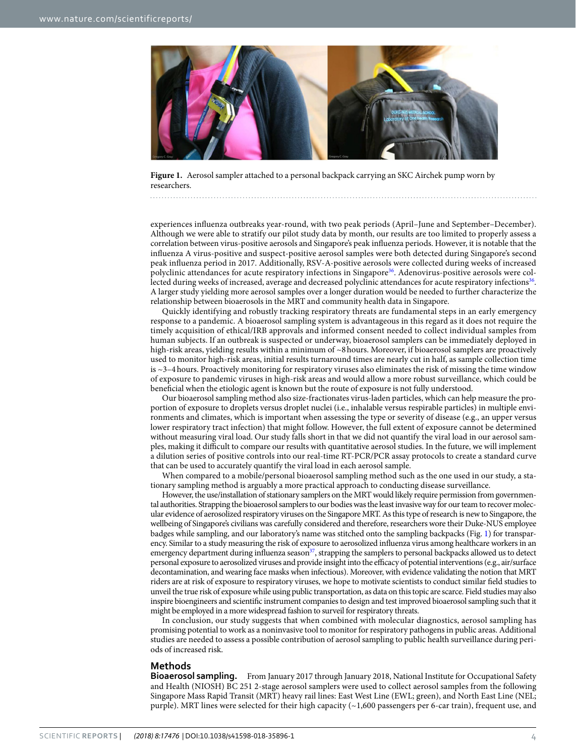**Figure 1.** Aerosol sampler attached to a personal backpack carrying an SKC Airchek pump worn by researchers.

experiences influenza outbreaks year-round, with two peak periods (April–June and September–December). Although we were able to stratify our pilot study data by month, our results are too limited to properly assess a correlation between virus-positive aerosols and Singapore's peak influenza periods. However, it is notable that the influenza A virus-positive and suspect-positive aerosol samples were both detected during Singapore's second peak influenza period in 2017. Additionally, RSV-A-positive aerosols were collected during weeks of increased polyclinic attendances for acute respiratory infections in Singapore[36]. Adenovirus-positive aerosols were collected during weeks of increased, average and decreased polyclinic attendances for acute respiratory infections[36]. A larger study yielding more aerosol samples over a longer duration would be needed to further characterize the relationship between bioaerosols in the MRT and community health data in Singapore.

Quickly identifying and robustly tracking respiratory threats are fundamental steps in an early emergency response to a pandemic. A bioaerosol sampling system is advantageous in this regard as it does not require the timely acquisition of ethical/IRB approvals and informed consent needed to collect individual samples from human subjects. If an outbreak is suspected or underway, bioaerosol samplers can be immediately deployed in high-risk areas, yielding results within a minimum of ~8 hours. Moreover, if bioaerosol samplers are proactively used to monitor high-risk areas, initial results turnaround times are nearly cut in half, as sample collection time is ~3–4 hours. Proactively monitoring for respiratory viruses also eliminates the risk of missing the time window of exposure to pandemic viruses in high-risk areas and would allow a more robust surveillance, which could be beneficial when the etiologic agent is known but the route of exposure is not fully understood.

Our bioaerosol sampling method also size-fractionates virus-laden particles, which can help measure the proportion of exposure to droplets versus droplet nuclei (i.e., inhalable versus respirable particles) in multiple environments and climates, which is important when assessing the type or severity of disease (e.g., an upper versus lower respiratory tract infection) that might follow. However, the full extent of exposure cannot be determined without measuring viral load. Our study falls short in that we did not quantify the viral load in our aerosol samples, making it difficult to compare our results with quantitative aerosol studies. In the future, we will implement a dilution series of positive controls into our real-time RT-PCR/PCR assay protocols to create a standard curve that can be used to accurately quantify the viral load in each aerosol sample.

When compared to a mobile/personal bioaerosol sampling method such as the one used in our study, a stationary sampling method is arguably a more practical approach to conducting disease surveillance.

However, the use/installation of stationary samplers on the MRT would likely require permission from governmental authorities. Strapping the bioaerosol samplers to our bodies was the least invasive way for our team to recover molecular evidence of aerosolized respiratory viruses on the Singapore MRT. As this type of research is new to Singapore, the wellbeing of Singapore's civilians was carefully considered and therefore, researchers wore their Duke-NUS employee badges while sampling, and our laboratory's name was stitched onto the sampling backpacks (Fig. 1) for transparency. Similar to a study measuring the risk of exposure to aerosolized influenza virus among healthcare workers in an emergency department during influenza season[37], strapping the samplers to personal backpacks allowed us to detect personal exposure to aerosolized viruses and provide insight into the efficacy of potential interventions (e.g., air/surface decontamination, and wearing face masks when infectious). Moreover, with evidence validating the notion that MRT riders are at risk of exposure to respiratory viruses, we hope to motivate scientists to conduct similar field studies to unveil the true risk of exposure while using public transportation, as data on this topic are scarce. Field studies may also inspire bioengineers and scientific instrument companies to design and test improved bioaerosol sampling such that it might be employed in a more widespread fashion to surveil for respiratory threats.

In conclusion, our study suggests that when combined with molecular diagnostics, aerosol sampling has promising potential to work as a noninvasive tool to monitor for respiratory pathogens in public areas. Additional studies are needed to assess a possible contribution of aerosol sampling to public health surveillance during periods of increased risk.

## Methods

**Bioaerosol sampling.** From January 2017 through January 2018, National Institute for Occupational Safety and Health (NIOSH) BC 251 2-stage aerosol samplers were used to collect aerosol samples from the following Singapore Mass Rapid Transit (MRT) heavy rail lines: East West Line (EWL; green), and North East Line (NEL; purple). MRT lines were selected for their high capacity (~1,600 passengers per 6-car train), frequent use, and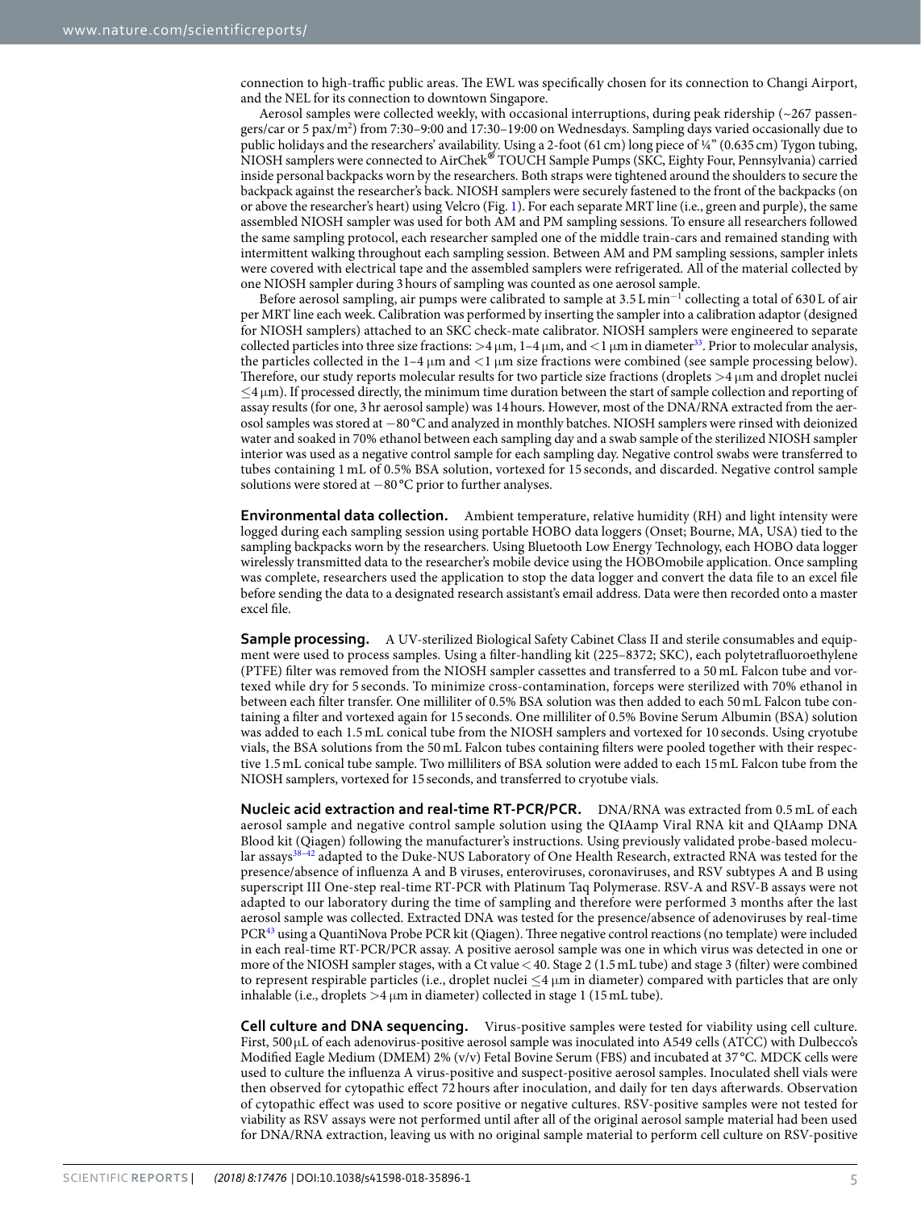connection to high-traffic public areas. The EWL was specifically chosen for its connection to Changi Airport, and the NEL for its connection to downtown Singapore.

Aerosol samples were collected weekly, with occasional interruptions, during peak ridership (~267 passengers/car or 5 pax/m$^2$) from 7:30–9:00 and 17:30–19:00 on Wednesdays. Sampling days varied occasionally due to public holidays and the researchers' availability. Using a 2-foot (61 cm) long piece of ¼" (0.635 cm) Tygon tubing, NIOSH samplers were connected to AirChek® TOUCH Sample Pumps (SKC, Eighty Four, Pennsylvania) carried inside personal backpacks worn by the researchers. Both straps were tightened around the shoulders to secure the backpack against the researcher's back. NIOSH samplers were securely fastened to the front of the backpacks (on or above the researcher's heart) using Velcro (Fig. 1). For each separate MRT line (i.e., green and purple), the same assembled NIOSH sampler was used for both AM and PM sampling sessions. To ensure all researchers followed the same sampling protocol, each researcher sampled one of the middle train-cars and remained standing with intermittent walking throughout each sampling session. Between AM and PM sampling sessions, sampler inlets were covered with electrical tape and the assembled samplers were refrigerated. All of the material collected by one NIOSH sampler during 3 hours of sampling was counted as one aerosol sample.

Before aerosol sampling, air pumps were calibrated to sample at 3.5 L min$^{-1}$ collecting a total of 630 L of air per MRT line each week. Calibration was performed by inserting the sampler into a calibration adaptor (designed for NIOSH samplers) attached to an SKC check-mate calibrator. NIOSH samplers were engineered to separate collected particles into three size fractions: >4 μm, 1–4 μm, and <1 μm in diameter[33]. Prior to molecular analysis, the particles collected in the 1–4 μm and <1 μm size fractions were combined (see sample processing below). Therefore, our study reports molecular results for two particle size fractions (droplets >4 μm and droplet nuclei ≤4 μm). If processed directly, the minimum time duration between the start of sample collection and reporting of assay results (for one, 3 hr aerosol sample) was 14 hours. However, most of the DNA/RNA extracted from the aerosol samples was stored at −80 °C and analyzed in monthly batches. NIOSH samplers were rinsed with deionized water and soaked in 70% ethanol between each sampling day and a swab sample of the sterilized NIOSH sampler interior was used as a negative control sample for each sampling day. Negative control swabs were transferred to tubes containing 1 mL of 0.5% BSA solution, vortexed for 15 seconds, and discarded. Negative control sample solutions were stored at −80 °C prior to further analyses.

**Environmental data collection.** Ambient temperature, relative humidity (RH) and light intensity were logged during each sampling session using portable HOBO data loggers (Onset; Bourne, MA, USA) tied to the sampling backpacks worn by the researchers. Using Bluetooth Low Energy Technology, each HOBO data logger wirelessly transmitted data to the researcher's mobile device using the HOBOmobile application. Once sampling was complete, researchers used the application to stop the data logger and convert the data file to an excel file before sending the data to a designated research assistant's email address. Data were then recorded onto a master excel file.

**Sample processing.** A UV-sterilized Biological Safety Cabinet Class II and sterile consumables and equipment were used to process samples. Using a filter-handling kit (225–8372; SKC), each polytetrafluoroethylene (PTFE) filter was removed from the NIOSH sampler cassettes and transferred to a 50 mL Falcon tube and vortexed while dry for 5 seconds. To minimize cross-contamination, forceps were sterilized with 70% ethanol in between each filter transfer. One milliliter of 0.5% BSA solution was then added to each 50 mL Falcon tube containing a filter and vortexed again for 15 seconds. One milliliter of 0.5% Bovine Serum Albumin (BSA) solution was added to each 1.5 mL conical tube from the NIOSH samplers and vortexed for 10 seconds. Using cryotube vials, the BSA solutions from the 50 mL Falcon tubes containing filters were pooled together with their respective 1.5 mL conical tube sample. Two milliliters of BSA solution were added to each 15 mL Falcon tube from the NIOSH samplers, vortexed for 15 seconds, and transferred to cryotube vials.

**Nucleic acid extraction and real-time RT-PCR/PCR.** DNA/RNA was extracted from 0.5 mL of each aerosol sample and negative control sample solution using the QIAamp Viral RNA kit and QIAamp DNA Blood kit (Qiagen) following the manufacturer's instructions. Using previously validated probe-based molecular assays[38–42] adapted to the Duke-NUS Laboratory of One Health Research, extracted RNA was tested for the presence/absence of influenza A and B viruses, enteroviruses, coronaviruses, and RSV subtypes A and B using superscript III One-step real-time RT-PCR with Platinum Taq Polymerase. RSV-A and RSV-B assays were not adapted to our laboratory during the time of sampling and therefore were performed 3 months after the last aerosol sample was collected. Extracted DNA was tested for the presence/absence of adenoviruses by real-time PCR[43] using a QuantiNova Probe PCR kit (Qiagen). Three negative control reactions (no template) were included in each real-time RT-PCR/PCR assay. A positive aerosol sample was one in which virus was detected in one or more of the NIOSH sampler stages, with a Ct value < 40. Stage 2 (1.5 mL tube) and stage 3 (filter) were combined to represent respirable particles (i.e., droplet nuclei ≤4 μm in diameter) compared with particles that are only inhalable (i.e., droplets >4 μm in diameter) collected in stage 1 (15 mL tube).

**Cell culture and DNA sequencing.** Virus-positive samples were tested for viability using cell culture. First, 500 μL of each adenovirus-positive aerosol sample was inoculated into A549 cells (ATCC) with Dulbecco's Modified Eagle Medium (DMEM) 2% (v/v) Fetal Bovine Serum (FBS) and incubated at 37 °C. MDCK cells were used to culture the influenza A virus-positive and suspect-positive aerosol samples. Inoculated shell vials were then observed for cytopathic effect 72 hours after inoculation, and daily for ten days afterwards. Observation of cytopathic effect was used to score positive or negative cultures. RSV-positive samples were not tested for viability as RSV assays were not performed until after all of the original aerosol sample material had been used for DNA/RNA extraction, leaving us with no original sample material to perform cell culture on RSV-positive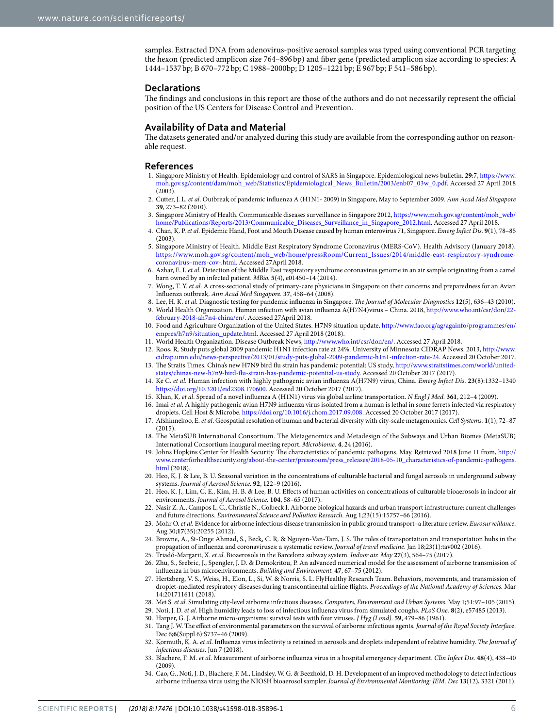samples. Extracted DNA from adenovirus-positive aerosol samples was typed using conventional PCR targeting the hexon (predicted amplicon size 764–896 bp) and fiber gene (predicted amplicon size according to species: A 1444–1537 bp; B 670–772 bp; C 1988–2000bp; D 1205–1221 bp; E 967 bp; F 541–586 bp).

## Declarations

The findings and conclusions in this report are those of the authors and do not necessarily represent the official position of the US Centers for Disease Control and Prevention.

## Availability of Data and Material

The datasets generated and/or analyzed during this study are available from the corresponding author on reasonable request.

## References

1. Singapore Ministry of Health. Epidemiology and control of SARS in Singapore. Epidemiological news bulletin. **29**:7, https://www.moh.gov.sg/content/dam/moh_web/Statistics/Epidemiological_News_Bulletin/2003/enb07_03w_0.pdf. Accessed 27 April 2018 (2003).
2. Cutter, J. L. *et al*. Outbreak of pandemic influenza A (H1N1- 2009) in Singapore, May to September 2009. *Ann Acad Med Singapore* **39**, 273–82 (2010).
3. Singapore Ministry of Health. Communicable diseases surveillance in Singapore 2012, https://www.moh.gov.sg/content/moh_web/home/Publications/Reports/2013/Communicable_Diseases_Surveillance_in_Singapore_2012.html. Accessed 27 April 2018.
4. Chan, K. P. *et al*. Epidemic Hand, Foot and Mouth Disease caused by human enterovirus 71, Singapore. *Emerg Infect Dis*. **9**(1), 78–85 (2003).
5. Singapore Ministry of Health. Middle East Respiratory Syndrome Coronavirus (MERS-CoV). Health Advisory (January 2018). https://www.moh.gov.sg/content/moh_web/home/pressRoom/Current_Issues/2014/middle-east-respiratory-syndrome-coronavirus–mers-cov-.html. Accessed 27April 2018.
6. Azhar, E. I. *et al*. Detection of the Middle East respiratory syndrome coronavirus genome in an air sample originating from a camel barn owned by an infected patient. *MBio*. **5**(4), e01450–14 (2014).
7. Wong, T. Y. *et al*. A cross-sectional study of primary-care physicians in Singapore on their concerns and preparedness for an Avian Influenza outbreak. *Ann Acad Med Singapore*. **37**, 458–64 (2008).
8. Lee, H. K. *et al*. Diagnostic testing for pandemic influenza in Singapore. *The Journal of Molecular Diagnostics* **12**(5), 636–43 (2010).
9. World Health Organization. Human infection with avian influenza A(H7N4)virus – China. 2018, http://www.who.int/csr/don/22-february-2018-ah7n4-china/en/. Accessed 27April 2018.
10. Food and Agriculture Organization of the United States. H7N9 situation update, http://www.fao.org/ag/againfo/programmes/en/empres/h7n9/situation_update.html. Accessed 27 April 2018 (2018).
11. World Health Organization. Disease Outbreak News, http://www.who.int/csr/don/en/. Accessed 27 April 2018.
12. Roos, R. Study puts global 2009 pandemic H1N1 infection rate at 24%. University of Minnesota CIDRAP News. 2013, http://www.cidrap.umn.edu/news-perspective/2013/01/study-puts-global-2009-pandemic-h1n1-infection-rate-24. Accessed 20 October 2017.
13. The Straits Times. China's new H7N9 bird flu strain has pandemic potential: US study, http://www.straitstimes.com/world/united-states/chinas-new-h7n9-bird-flu-strain-has-pandemic-potential-us-study. Accessed 20 October 2017 (2017).
14. Ke C. *et al*. Human infection with highly pathogenic avian influenza A(H7N9) virus, China. *Emerg Infect Dis*. **23**(8):1332–1340 https://doi.org/10.3201/eid2308.170600. Accessed 20 October 2017 (2017).
15. Khan, K. *et al*. Spread of a novel influenza A (H1N1) virus via global airline transportation. *N Engl J Med*. **361**, 212–4 (2009).
16. Imai *et al*. A highly pathogenic avian H7N9 influenza virus isolated from a human is lethal in some ferrets infected via respiratory droplets. Cell Host & Microbe. https://doi.org/10.1016/j.chom.2017.09.008. Accessed 20 October 2017 (2017).
17. Afshinnekoo, E. *et al*. Geospatial resolution of human and bacterial diversity with city-scale metagenomics. *Cell Systems*. **1**(1), 72–87 (2015).
18. The MetaSUB International Consortium. The Metagenomics and Metadesign of the Subways and Urban Biomes (MetaSUB) International Consortium inaugural meeting report. *Microbiome*. **4**, 24 (2016).
19. Johns Hopkins Center for Health Security. The characteristics of pandemic pathogens. May. Retrieved 2018 June 11 from, http://www.centerforhealthsecurity.org/about-the-center/pressroom/press_releases/2018-05-10_characteristics-of-pandemic-pathogens.html (2018).
20. Heo, K. J. & Lee, B. U. Seasonal variation in the concentrations of culturable bacterial and fungal aerosols in underground subway systems. *Journal of Aerosol Science*. **92**, 122–9 (2016).
21. Heo, K. J., Lim, C. E., Kim, H. B. & Lee, B. U. Effects of human activities on concentrations of culturable bioaerosols in indoor air environments. *Journal of Aerosol Science*. **104**, 58–65 (2017).
22. Nasir Z. A., Campos L. C., Christie N., Colbeck I. Airborne biological hazards and urban transport infrastructure: current challenges and future directions. *Environmental Science and Pollution Research*. Aug 1;23(15):15757–66 (2016).
23. Mohr O. *et al*. Evidence for airborne infectious disease transmission in public ground transport–a literature review. *Eurosurveillance*. Aug 30;**17**(35):20255 (2012).
24. Browne, A., St-Onge Ahmad, S., Beck, C. R. & Nguyen-Van-Tam, J. S. The roles of transportation and transportation hubs in the propagation of influenza and coronaviruses: a systematic review. *Journal of travel medicine*. Jan 18;23(1):tav002 (2016).
25. Triadó-Margarit, X. *et al*. Bioaerosols in the Barcelona subway system. *Indoor air. May* **27**(3), 564–75 (2017).
26. Zhu, S., Srebric, J., Spengler, J. D. & Demokritou, P. An advanced numerical model for the assessment of airborne transmission of influenza in bus microenvironments. *Building and Environment*. **47**, 67–75 (2012).
27. Hertzberg, V. S., Weiss, H., Elon, L., Si, W. & Norris, S. L. FlyHealthy Research Team. Behaviors, movements, and transmission of droplet-mediated respiratory diseases during transcontinental airline flights. *Proceedings of the National Academy of Sciences*. Mar 14:201711611 (2018).
28. Mei S. *et al*. Simulating city-level airborne infectious diseases. *Computers, Environment and Urban Systems*. May 1;51:97–105 (2015).
29. Noti, J. D. *et al*. High humidity leads to loss of infectious influenza virus from simulated coughs. *PLoS One*. **8**(2), e57485 (2013).
30. Harper, G. J. Airborne micro-organisms: survival tests with four viruses. *J Hyg (Lond)*. **59**, 479–86 (1961).
31. Tang J. W. The effect of environmental parameters on the survival of airborne infectious agents. *Journal of the Royal Society Interface*. Dec 6;**6**(Suppl 6):S737–46 (2009).
32. Kormuth, K. A. *et al*. Influenza virus infectivity is retained in aerosols and droplets independent of relative humidity. *The Journal of infectious diseases*. Jun 7 (2018).
33. Blachere, F. M. *et al*. Measurement of airborne influenza virus in a hospital emergency department. *Clin Infect Dis*. **48**(4), 438–40 (2009).
34. Cao, G., Noti, J. D., Blachere, F. M., Lindsley, W. G. & Beezhold, D. H. Development of an improved methodology to detect infectious airborne influenza virus using the NIOSH bioaerosol sampler. *Journal of Environmental Monitoring: JEM. Dec* **13**(12), 3321 (2011).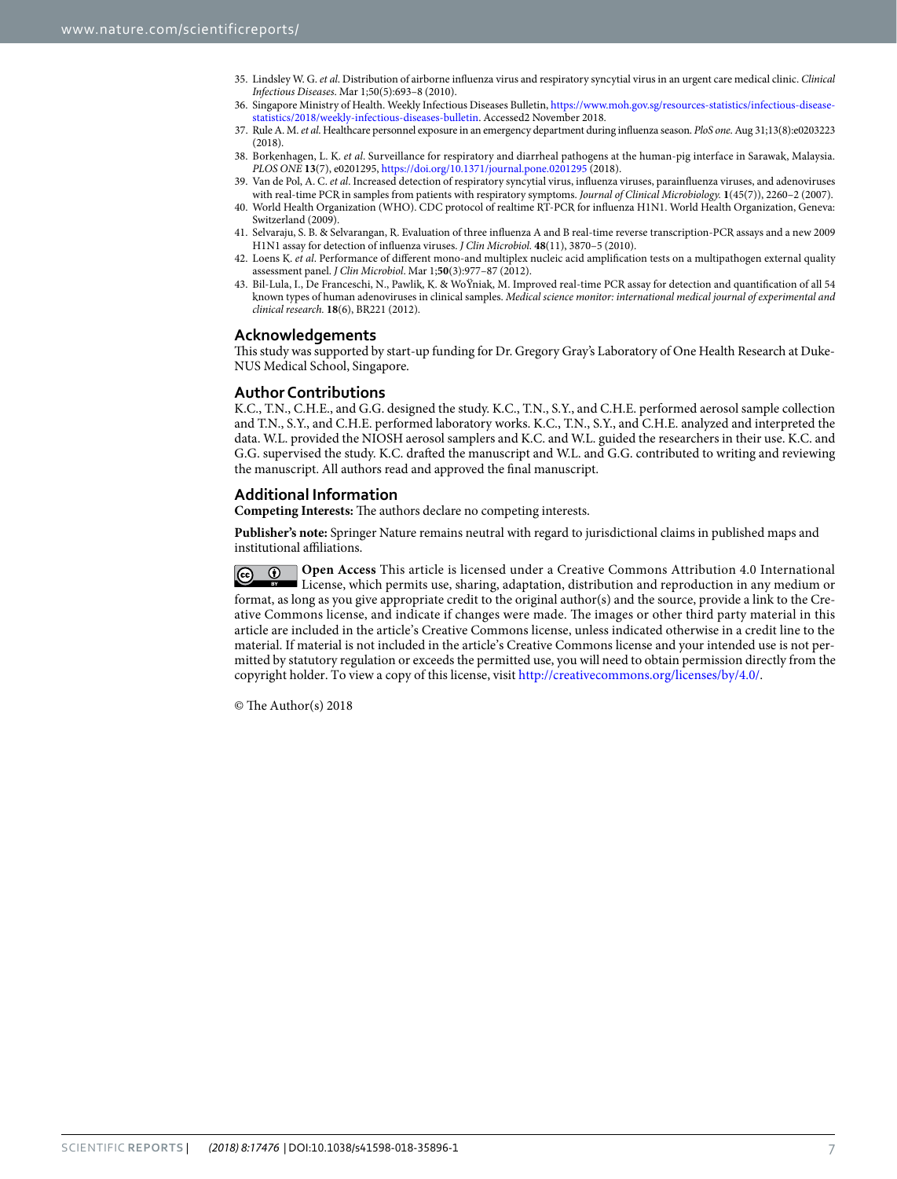35. Lindsley W. G. *et al*. Distribution of airborne influenza virus and respiratory syncytial virus in an urgent care medical clinic. *Clinical Infectious Diseases*. Mar 1;50(5):693–8 (2010).
36. Singapore Ministry of Health. Weekly Infectious Diseases Bulletin, https://www.moh.gov.sg/resources-statistics/infectious-disease-statistics/2018/weekly-infectious-diseases-bulletin. Accessed2 November 2018.
37. Rule A. M. *et al*. Healthcare personnel exposure in an emergency department during influenza season. *PloS one*. Aug 31;13(8):e0203223 (2018).
38. Borkenhagen, L. K. *et al*. Surveillance for respiratory and diarrheal pathogens at the human-pig interface in Sarawak, Malaysia. *PLOS ONE* **13**(7), e0201295, https://doi.org/10.1371/journal.pone.0201295 (2018).
39. Van de Pol, A. C. *et al*. Increased detection of respiratory syncytial virus, influenza viruses, parainfluenza viruses, and adenoviruses with real-time PCR in samples from patients with respiratory symptoms. *Journal of Clinical Microbiology*. **1**(45(7)), 2260–2 (2007).
40. World Health Organization (WHO). CDC protocol of realtime RT-PCR for influenza H1N1. World Health Organization, Geneva: Switzerland (2009).
41. Selvaraju, S. B. & Selvarangan, R. Evaluation of three influenza A and B real-time reverse transcription-PCR assays and a new 2009 H1N1 assay for detection of influenza viruses. *J Clin Microbiol.* **48**(11), 3870–5 (2010).
42. Loens K. *et al*. Performance of different mono-and multiplex nucleic acid amplification tests on a multipathogen external quality assessment panel. *J Clin Microbiol*. Mar 1;**50**(3):977–87 (2012).
43. Bil-Lula, I., De Franceschi, N., Pawlik, K. & WoŸniak, M. Improved real-time PCR assay for detection and quantification of all 54 known types of human adenoviruses in clinical samples. *Medical science monitor: international medical journal of experimental and clinical research.* **18**(6), BR221 (2012).

## Acknowledgements

This study was supported by start-up funding for Dr. Gregory Gray's Laboratory of One Health Research at Duke-NUS Medical School, Singapore.

## Author Contributions

K.C., T.N., C.H.E., and G.G. designed the study. K.C., T.N., S.Y., and C.H.E. performed aerosol sample collection and T.N., S.Y., and C.H.E. performed laboratory works. K.C., T.N., S.Y., and C.H.E. analyzed and interpreted the data. W.L. provided the NIOSH aerosol samplers and K.C. and W.L. guided the researchers in their use. K.C. and G.G. supervised the study. K.C. drafted the manuscript and W.L. and G.G. contributed to writing and reviewing the manuscript. All authors read and approved the final manuscript.

## Additional Information

**Competing Interests:** The authors declare no competing interests.

**Publisher's note:** Springer Nature remains neutral with regard to jurisdictional claims in published maps and institutional affiliations.

**Open Access** This article is licensed under a Creative Commons Attribution 4.0 International License, which permits use, sharing, adaptation, distribution and reproduction in any medium or format, as long as you give appropriate credit to the original author(s) and the source, provide a link to the Creative Commons license, and indicate if changes were made. The images or other third party material in this article are included in the article's Creative Commons license, unless indicated otherwise in a credit line to the material. If material is not included in the article's Creative Commons license and your intended use is not permitted by statutory regulation or exceeds the permitted use, you will need to obtain permission directly from the copyright holder. To view a copy of this license, visit http://creativecommons.org/licenses/by/4.0/.

© The Author(s) 2018